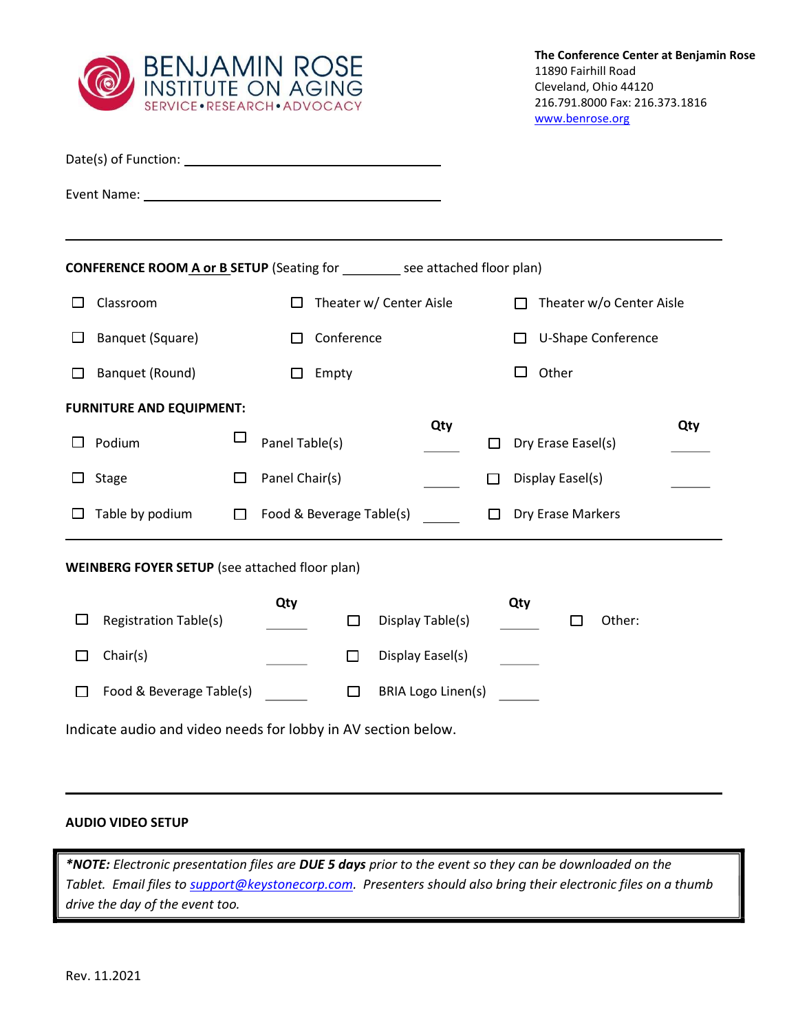**BENJAMIN ROSE INSTITUTE ON AGING**
SERVICE • RESEARCH • ADVOCACY

**The Conference Center at Benjamin Rose**
11890 Fairhill Road
Cleveland, Ohio 44120
216.791.8000 Fax: 216.373.1816
www.benrose.org

Date(s) of Function: ________________________________

Event Name: ________________________________

---

**CONFERENCE ROOM A or B SETUP** (Seating for ________ see attached floor plan)

| | | |
|---|---|---|
| ☐ Classroom | ☐ Theater w/ Center Aisle | ☐ Theater w/o Center Aisle |
| ☐ Banquet (Square) | ☐ Conference | ☐ U-Shape Conference |
| ☐ Banquet (Round) | ☐ Empty | ☐ Other |

**FURNITURE AND EQUIPMENT:**

| | | Qty | | Qty |
|---|---|---|---|---|
| ☐ Podium | ☐ Panel Table(s) | _____ | ☐ Dry Erase Easel(s) | _____ |
| ☐ Stage | ☐ Panel Chair(s) | _____ | ☐ Display Easel(s) | _____ |
| ☐ Table by podium | ☐ Food & Beverage Table(s) | _____ | ☐ Dry Erase Markers | |

---

**WEINBERG FOYER SETUP** (see attached floor plan)

| | Qty | | Qty | |
|---|---|---|---|---|
| ☐ Registration Table(s) | _____ | ☐ Display Table(s) | _____ | ☐ Other: |
| ☐ Chair(s) | _____ | ☐ Display Easel(s) | _____ | |
| ☐ Food & Beverage Table(s) | _____ | ☐ BRIA Logo Linen(s) | _____ | |

Indicate audio and video needs for lobby in AV section below.

---

**AUDIO VIDEO SETUP**

> ***NOTE:** Electronic presentation files are **DUE 5 days** prior to the event so they can be downloaded on the Tablet. Email files to support@keystonecorp.com. Presenters should also bring their electronic files on a thumb drive the day of the event too.*

Rev. 11.2021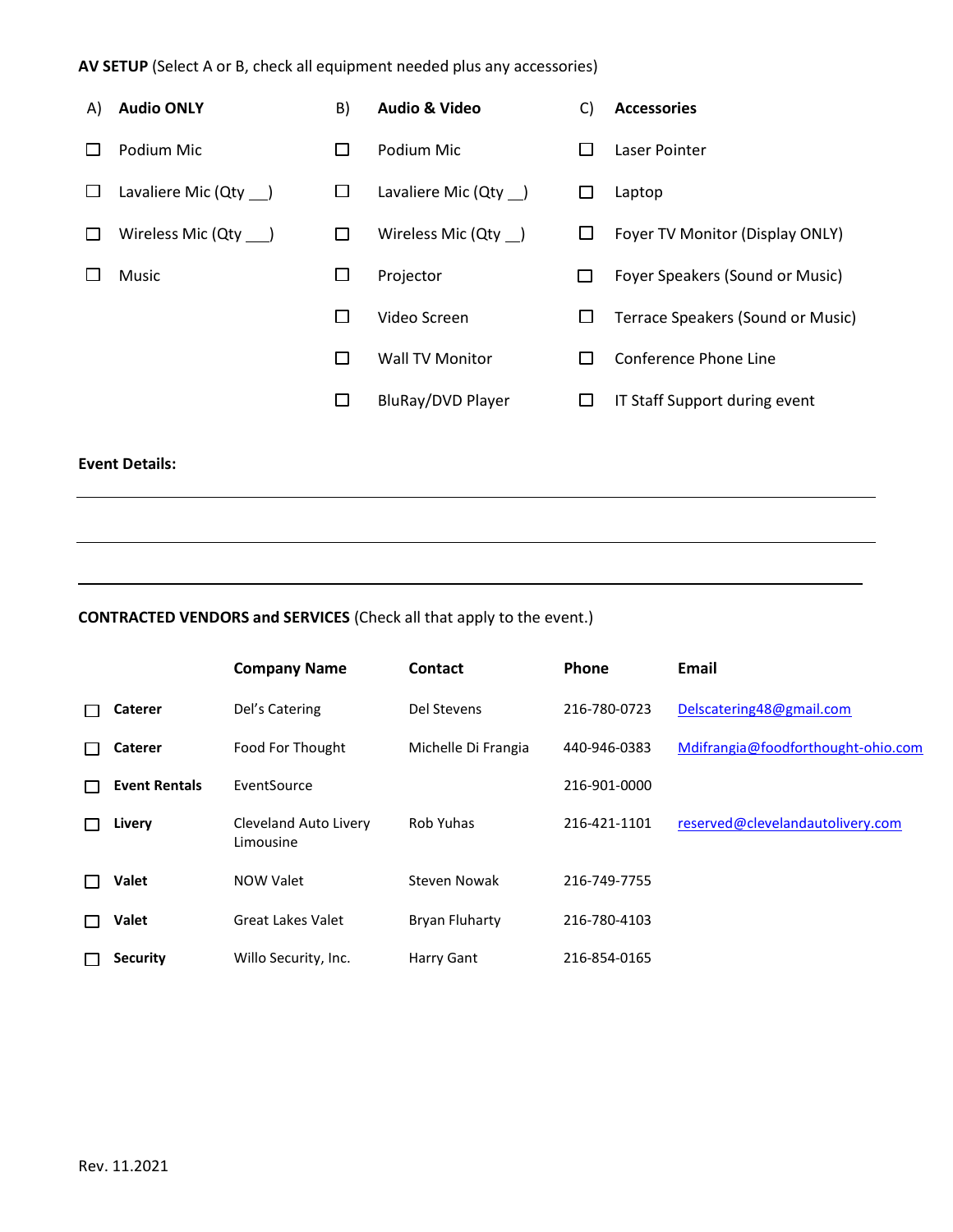**AV SETUP** (Select A or B, check all equipment needed plus any accessories)

| A) **Audio ONLY** | B) **Audio & Video** | C) **Accessories** |
|---|---|---|
| ☐ Podium Mic | ☐ Podium Mic | ☐ Laser Pointer |
| ☐ Lavaliere Mic (Qty __) | ☐ Lavaliere Mic (Qty __) | ☐ Laptop |
| ☐ Wireless Mic (Qty ___) | ☐ Wireless Mic (Qty __) | ☐ Foyer TV Monitor (Display ONLY) |
| ☐ Music | ☐ Projector | ☐ Foyer Speakers (Sound or Music) |
| | ☐ Video Screen | ☐ Terrace Speakers (Sound or Music) |
| | ☐ Wall TV Monitor | ☐ Conference Phone Line |
| | ☐ BluRay/DVD Player | ☐ IT Staff Support during event |

**Event Details:**

______________________________________________________________________________

______________________________________________________________________________

______________________________________________________________________________

**CONTRACTED VENDORS and SERVICES** (Check all that apply to the event.)

| | Company Name | Contact | Phone | Email |
|---|---|---|---|---|
| ☐ **Caterer** | Del's Catering | Del Stevens | 216-780-0723 | Delscatering48@gmail.com |
| ☐ **Caterer** | Food For Thought | Michelle Di Frangia | 440-946-0383 | Mdifrangia@foodforthought-ohio.com |
| ☐ **Event Rentals** | EventSource | | 216-901-0000 | |
| ☐ **Livery** | Cleveland Auto Livery Limousine | Rob Yuhas | 216-421-1101 | reserved@clevelandautolivery.com |
| ☐ **Valet** | NOW Valet | Steven Nowak | 216-749-7755 | |
| ☐ **Valet** | Great Lakes Valet | Bryan Fluharty | 216-780-4103 | |
| ☐ **Security** | Willo Security, Inc. | Harry Gant | 216-854-0165 | |

Rev. 11.2021